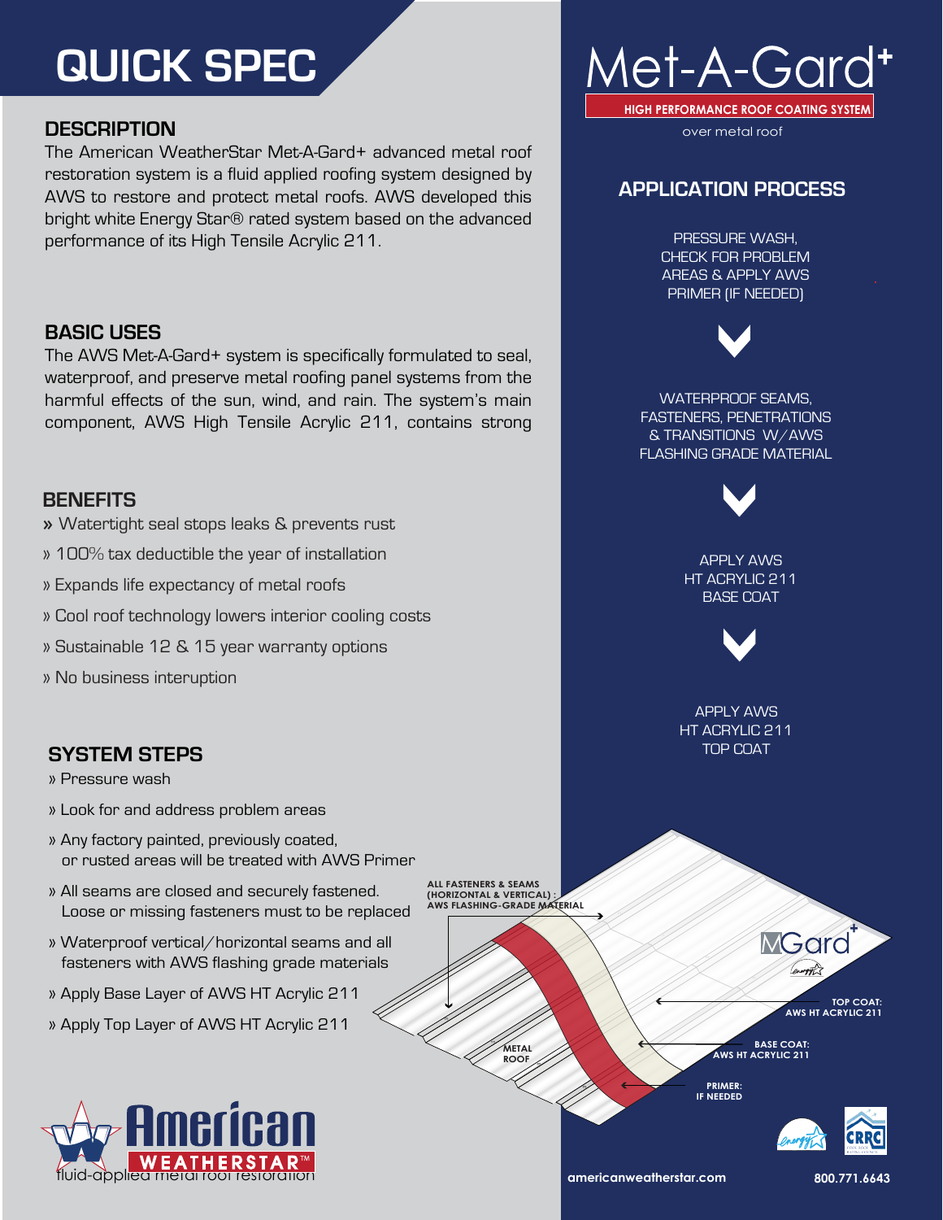# QUICK SPEC

## DESCRIPTION

The American WeatherStar Met-A-Gard+ advanced metal roof restoration system is a fluid applied roofing system designed by AWS to restore and protect metal roofs. AWS developed this bright white Energy Star® rated system based on the advanced performance of its High Tensile Acrylic 211.

## BASIC USES

The AWS Met-A-Gard+ system is specifically formulated to seal, waterproof, and preserve metal roofing panel systems from the harmful effects of the sun, wind, and rain. The system's main component, AWS High Tensile Acrylic 211, contains strong

## BENEFITS

- » Watertight seal stops leaks & prevents rust
- » 100% tax deductible the year of installation
- » Expands life expectancy of metal roofs
- » Cool roof technology lowers interior cooling costs
- » Sustainable 12 & 15 year warranty options
- » No business interuption

## SYSTEM STEPS

- » Pressure wash
- » Look for and address problem areas
- » Any factory painted, previously coated, or rusted areas will be treated with AWS Primer
- » All seams are closed and securely fastened. Loose or missing fasteners must to be replaced
- » Waterproof vertical/horizontal seams and all fasteners with AWS flashing grade materials
- » Apply Base Layer of AWS HT Acrylic 211
- » Apply Top Layer of AWS HT Acrylic 211

American WEATHERSTAR™
fluid-applied metal roof restoration

# Met-A-Gard+

**HIGH PERFORMANCE ROOF COATING SYSTEM**

over metal roof

## APPLICATION PROCESS

PRESSURE WASH, CHECK FOR PROBLEM AREAS & APPLY AWS PRIMER (IF NEEDED)

WATERPROOF SEAMS, FASTENERS, PENETRATIONS & TRANSITIONS W/AWS FLASHING GRADE MATERIAL

APPLY AWS HT ACRYLIC 211 BASE COAT

APPLY AWS HT ACRYLIC 211 TOP COAT

**ALL FASTENERS & SEAMS (HORIZONTAL & VERTICAL) : AWS FLASHING-GRADE MATERIAL**

**METAL ROOF**

**TOP COAT: AWS HT ACRYLIC 211**

**BASE COAT: AWS HT ACRYLIC 211**

**PRIMER: IF NEEDED**

MGard+

**americanweatherstar.com** **800.771.6643**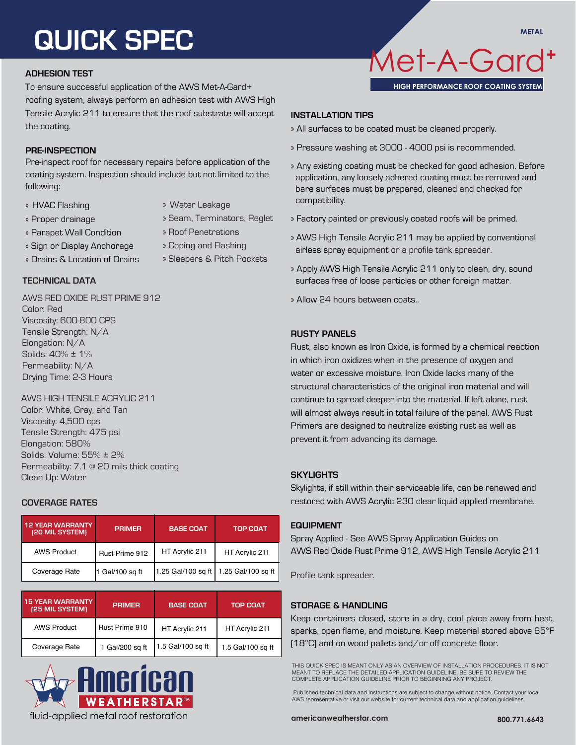# QUICK SPEC

METAL

Met-A-Gard+

HIGH PERFORMANCE ROOF COATING SYSTEM

## ADHESION TEST

To ensure successful application of the AWS Met-A-Gard+ roofing system, always perform an adhesion test with AWS High Tensile Acrylic 211 to ensure that the roof substrate will accept the coating.

## PRE-INSPECTION

Pre-inspect roof for necessary repairs before application of the coating system. Inspection should include but not limited to the following:

- HVAC Flashing
- Proper drainage
- Parapet Wall Condition
- Sign or Display Anchorage
- Drains & Location of Drains
- Water Leakage
- Seam, Terminators, Reglet
- Roof Penetrations
- Coping and Flashing
- Sleepers & Pitch Pockets

## TECHNICAL DATA

AWS RED OXIDE RUST PRIME 912
Color: Red
Viscosity: 600-800 CPS
Tensile Strength: N/A
Elongation: N/A
Solids: 40% ± 1%
Permeability: N/A
Drying Time: 2-3 Hours

AWS HIGH TENSILE ACRYLIC 211
Color: White, Gray, and Tan
Viscosity: 4,500 cps
Tensile Strength: 475 psi
Elongation: 580%
Solids: Volume: 55% ± 2%
Permeability: 7.1 @ 20 mils thick coating
Clean Up: Water

## COVERAGE RATES

| 12 YEAR WARRANTY (20 MIL SYSTEM) | PRIMER | BASE COAT | TOP COAT |
|---|---|---|---|
| AWS Product | Rust Prime 912 | HT Acrylic 211 | HT Acrylic 211 |
| Coverage Rate | 1 Gal/100 sq ft | 1.25 Gal/100 sq ft | 1.25 Gal/100 sq ft |

| 15 YEAR WARRANTY (25 MIL SYSTEM) | PRIMER | BASE COAT | TOP COAT |
|---|---|---|---|
| AWS Product | Rust Prime 910 | HT Acrylic 211 | HT Acrylic 211 |
| Coverage Rate | 1 Gal/200 sq ft | 1.5 Gal/100 sq ft | 1.5 Gal/100 sq ft |

American WEATHERSTAR™
fluid-applied metal roof restoration

## INSTALLATION TIPS

- All surfaces to be coated must be cleaned properly.
- Pressure washing at 3000 - 4000 psi is recommended.
- Any existing coating must be checked for good adhesion. Before application, any loosely adhered coating must be removed and bare surfaces must be prepared, cleaned and checked for compatibility.
- Factory painted or previously coated roofs will be primed.
- AWS High Tensile Acrylic 211 may be applied by conventional airless spray equipment or a profile tank spreader.
- Apply AWS High Tensile Acrylic 211 only to clean, dry, sound surfaces free of loose particles or other foreign matter.
- Allow 24 hours between coats..

## RUSTY PANELS

Rust, also known as Iron Oxide, is formed by a chemical reaction in which iron oxidizes when in the presence of oxygen and water or excessive moisture. Iron Oxide lacks many of the structural characteristics of the original iron material and will continue to spread deeper into the material. If left alone, rust will almost always result in total failure of the panel. AWS Rust Primers are designed to neutralize existing rust as well as prevent it from advancing its damage.

## SKYLIGHTS

Skylights, if still within their serviceable life, can be renewed and restored with AWS Acrylic 230 clear liquid applied membrane.

## EQUIPMENT

Spray Applied - See AWS Spray Application Guides on AWS Red Oxide Rust Prime 912, AWS High Tensile Acrylic 211

Profile tank spreader.

## STORAGE & HANDLING

Keep containers closed, store in a dry, cool place away from heat, sparks, open flame, and moisture. Keep material stored above 65°F (18°C) and on wood pallets and/or off concrete floor.

THIS QUICK SPEC IS MEANT ONLY AS AN OVERVIEW OF INSTALLATION PROCEDURES. IT IS NOT MEANT TO REPLACE THE DETAILED APPLICATION GUIDELINE. BE SURE TO REVIEW THE COMPLETE APPLICATION GUIDELINE PRIOR TO BEGINNING ANY PROJECT.

Published technical data and instructions are subject to change without notice. Contact your local AWS representative or visit our website for current technical data and application guidelines.

americanweatherstar.com 800.771.6643